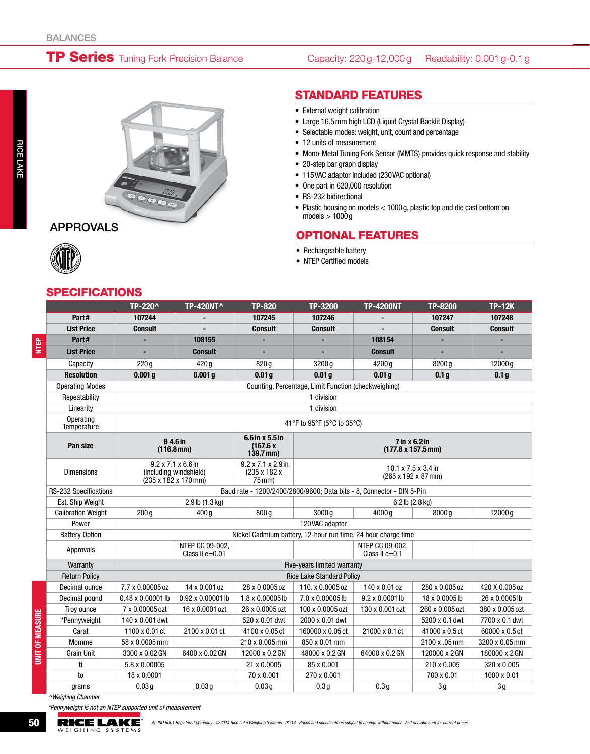BALANCES

# TP Series Tuning Fork Precision Balance

Capacity: 220 g-12,000 g    Readability: 0.001 g-0.1 g

## STANDARD FEATURES

- External weight calibration
- Large 16.5 mm high LCD (Liquid Crystal Backlit Display)
- Selectable modes: weight, unit, count and percentage
- 12 units of measurement
- Mono-Metal Tuning Fork Sensor (MMTS) provides quick response and stability
- 20-step bar graph display
- 115VAC adaptor included (230VAC optional)
- One part in 620,000 resolution
- RS-232 bidirectional
- Plastic housing on models < 1000 g, plastic top and die cast bottom on models > 1000 g

## APPROVALS

## OPTIONAL FEATURES

- Rechargeable battery
- NTEP Certified models

## SPECIFICATIONS

| | TP-220^ | TP-420NT^ | TP-820 | TP-3200 | TP-4200NT | TP-8200 | TP-12K |
|---|---|---|---|---|---|---|---|
| **Part#** | **107244** | **-** | **107245** | **107246** | **-** | **107247** | **107248** |
| **List Price** | **Consult** | **-** | **Consult** | **Consult** | **-** | **Consult** | **Consult** |
| **NTEP Part#** | **-** | **108155** | **-** | **-** | **108154** | **-** | **-** |
| **NTEP List Price** | **-** | **Consult** | **-** | **-** | **Consult** | **-** | **-** |
| Capacity | 220 g | 420 g | 820 g | 3200 g | 4200 g | 8200 g | 12000 g |
| **Resolution** | **0.001 g** | **0.001 g** | **0.01 g** | **0.01 g** | **0.01 g** | **0.1 g** | **0.1 g** |
| Operating Modes | Counting, Percentage, Limit Function (checkweighing) | | | | | | |
| Repeatability | 1 division | | | | | | |
| Linearity | 1 division | | | | | | |
| Operating Temperature | 41°F to 95°F (5°C to 35°C) | | | | | | |
| **Pan size** | **Ø 4.6 in (116.8 mm)** | | **6.6 in x 5.5 in (167.6 x 139.7 mm)** | **7 in x 6.2 in (177.8 x 157.5 mm)** | | | |
| Dimensions | 9.2 x 7.1 x 6.6 in (including windshield) (235 x 182 x 170 mm) | | 9.2 x 7.1 x 2.9 in (235 x 182 x 75 mm) | 10.1 x 7.5 x 3.4 in (265 x 192 x 87 mm) | | | |
| RS-232 Specifications | Baud rate - 1200/2400/2800/9600; Data bits - 8, Connector - DIN 5-Pin | | | | | | |
| Est. Ship Weight | 2.9 lb (1.3 kg) | | | 6.2 lb (2.8 kg) | | | |
| Calibration Weight | 200 g | 400 g | 800 g | 3000 g | 4000 g | 8000 g | 12000 g |
| Power | 120VAC adapter | | | | | | |
| Battery Option | Nickel Cadmium battery, 12-hour run time, 24 hour charge time | | | | | | |
| Approvals | | NTEP CC 09-002, Class II e=0.01 | | | NTEP CC 09-002, Class II e=0.1 | | |
| Warranty | Five-years limited warranty | | | | | | |
| Return Policy | Rice Lake Standard Policy | | | | | | |
| **UNIT OF MEASURE** Decimal ounce | 7.7 x 0.00005 oz | 14 x 0.001 oz | 28 x 0.0005 oz | 110. x 0.0005 oz | 140 x 0.01 oz | 280 x 0.005 oz | 420 X 0.005 oz |
| Decimal pound | 0.48 x 0.00001 lb | 0.92 x 0.00001 lb | 1.8 x 0.00005 lb | 7.0 x 0.00005 lb | 9.2 x 0.0001 lb | 18 x 0.0005 lb | 26 x 0.0005 lb |
| Troy ounce | 7 x 0.00005 ozt | 16 x 0.0001 ozt | 26 x 0.0005 ozt | 100 x 0.0005 ozt | 130 x 0.001 ozt | 260 x 0.005 ozt | 380 x 0.005 ozt |
| *Pennyweight | 140 x 0.001 dwt | | 520 x 0.01 dwt | 2000 x 0.01 dwt | | 5200 x 0.1 dwt | 7700 x 0.1 dwt |
| Carat | 1100 x 0.01 ct | 2100 x 0.01 ct | 4100 x 0.05 ct | 160000 x 0.05 ct | 21000 x 0.1 ct | 41000 x 0.5 ct | 60000 x 0.5 ct |
| Momme | 58 x 0.0005 mm | | 210 x 0.005 mm | 850 x 0.01 mm | | 2100 x .05 mm | 3200 x 0.05 mm |
| Grain Unit | 3300 x 0.02 GN | 6400 x 0.02 GN | 12000 x 0.2 GN | 48000 x 0.2 GN | 64000 x 0.2 GN | 120000 x 2 GN | 180000 x 2 GN |
| ti | 5.8 x 0.00005 | | 21 x 0.0005 | 85 x 0.001 | | 210 x 0.005 | 320 x 0.005 |
| to | 18 x 0.0001 | | 70 x 0.001 | 270 x 0.001 | | 700 x 0.01 | 1000 x 0.01 |
| grams | 0.03 g | 0.03 g | 0.03 g | 0.3 g | 0.3 g | 3 g | 3 g |

*^Weighing Chamber*

*\*Pennyweight is not an NTEP supported unit of measurement*

An ISO 9001 Registered Company © 2014 Rice Lake Weighing Systems 01/14 Prices and specifications subject to change without notice. Visit ricelake.com for current prices.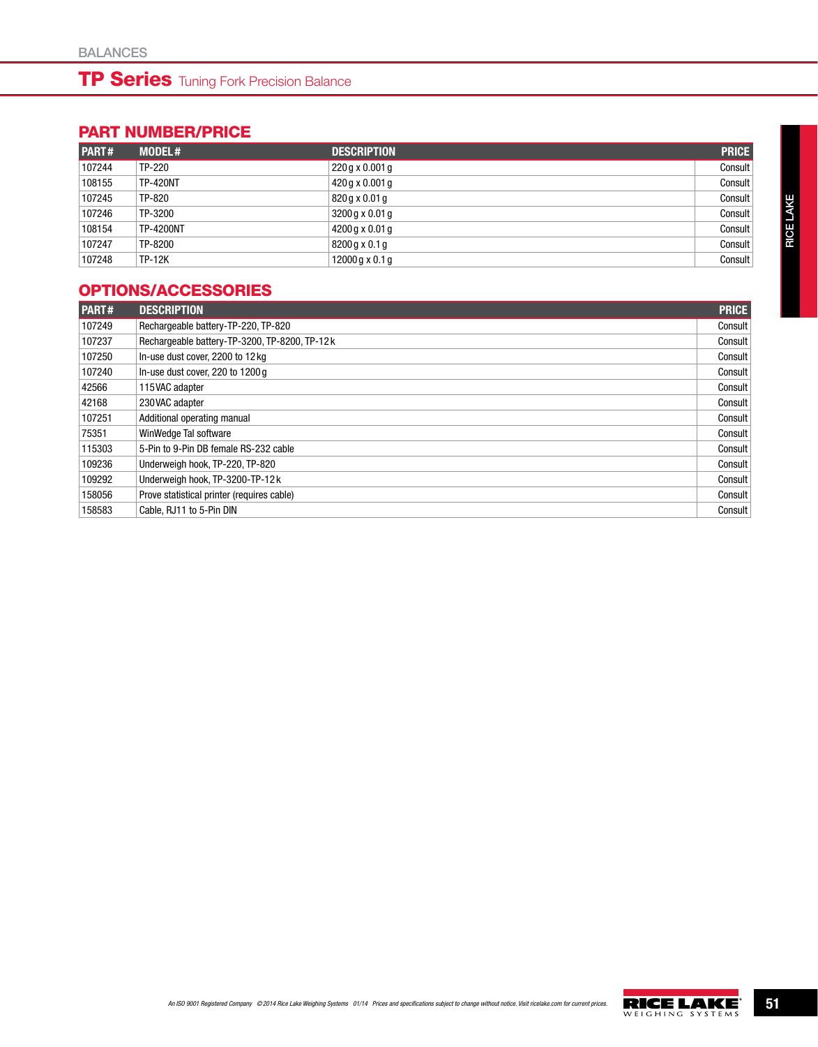BALANCES

# TP Series Tuning Fork Precision Balance

## PART NUMBER/PRICE

| PART# | MODEL# | DESCRIPTION | PRICE |
|---|---|---|---|
| 107244 | TP-220 | 220 g x 0.001 g | Consult |
| 108155 | TP-420NT | 420 g x 0.001 g | Consult |
| 107245 | TP-820 | 820 g x 0.01 g | Consult |
| 107246 | TP-3200 | 3200 g x 0.01 g | Consult |
| 108154 | TP-4200NT | 4200 g x 0.01 g | Consult |
| 107247 | TP-8200 | 8200 g x 0.1 g | Consult |
| 107248 | TP-12K | 12000 g x 0.1 g | Consult |

## OPTIONS/ACCESSORIES

| PART# | DESCRIPTION | PRICE |
|---|---|---|
| 107249 | Rechargeable battery-TP-220, TP-820 | Consult |
| 107237 | Rechargeable battery-TP-3200, TP-8200, TP-12 k | Consult |
| 107250 | In-use dust cover, 2200 to 12 kg | Consult |
| 107240 | In-use dust cover, 220 to 1200 g | Consult |
| 42566 | 115VAC adapter | Consult |
| 42168 | 230VAC adapter | Consult |
| 107251 | Additional operating manual | Consult |
| 75351 | WinWedge Tal software | Consult |
| 115303 | 5-Pin to 9-Pin DB female RS-232 cable | Consult |
| 109236 | Underweigh hook, TP-220, TP-820 | Consult |
| 109292 | Underweigh hook, TP-3200-TP-12 k | Consult |
| 158056 | Prove statistical printer (requires cable) | Consult |
| 158583 | Cable, RJ11 to 5-Pin DIN | Consult |

*An ISO 9001 Registered Company © 2014 Rice Lake Weighing Systems 01/14 Prices and specifications subject to change without notice. Visit ricelake.com for current prices.*